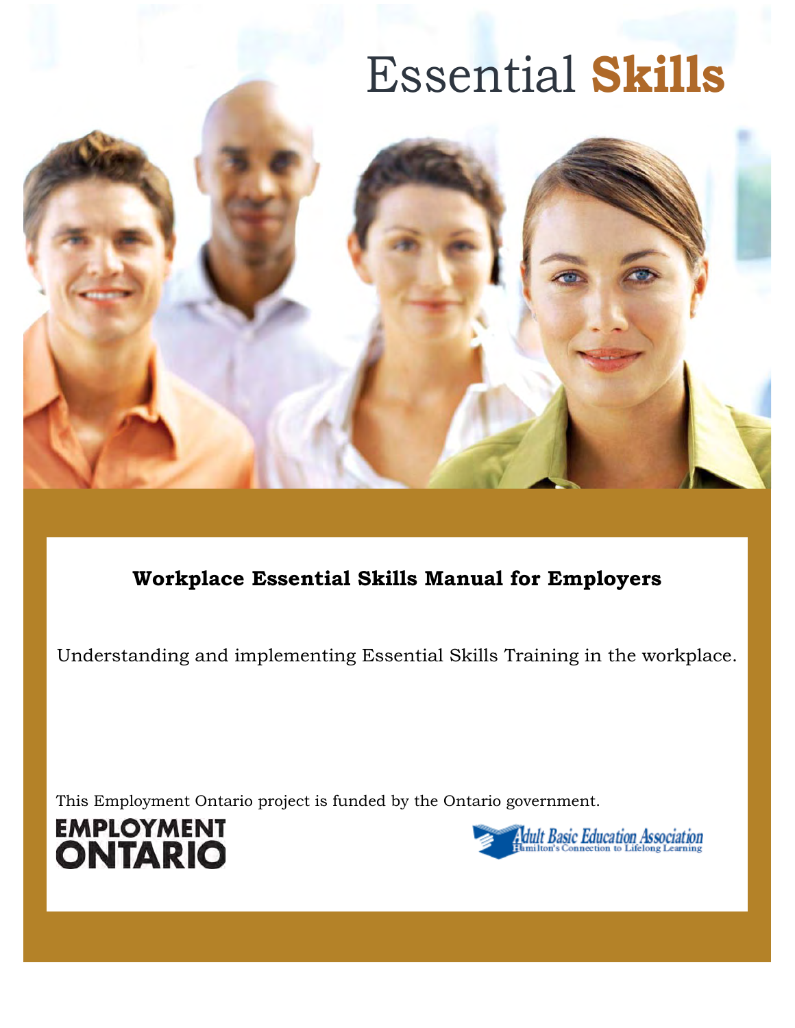# Essential **Skills**

**Workplace Essential Skills Manual for Employers**

Understanding and implementing Essential Skills Training in the workplace.

This Employment Ontario project is funded by the Ontario government.

EMPLOYMENT ONTARIO

Adult Basic Education Association
Hamilton's Connection to Lifelong Learning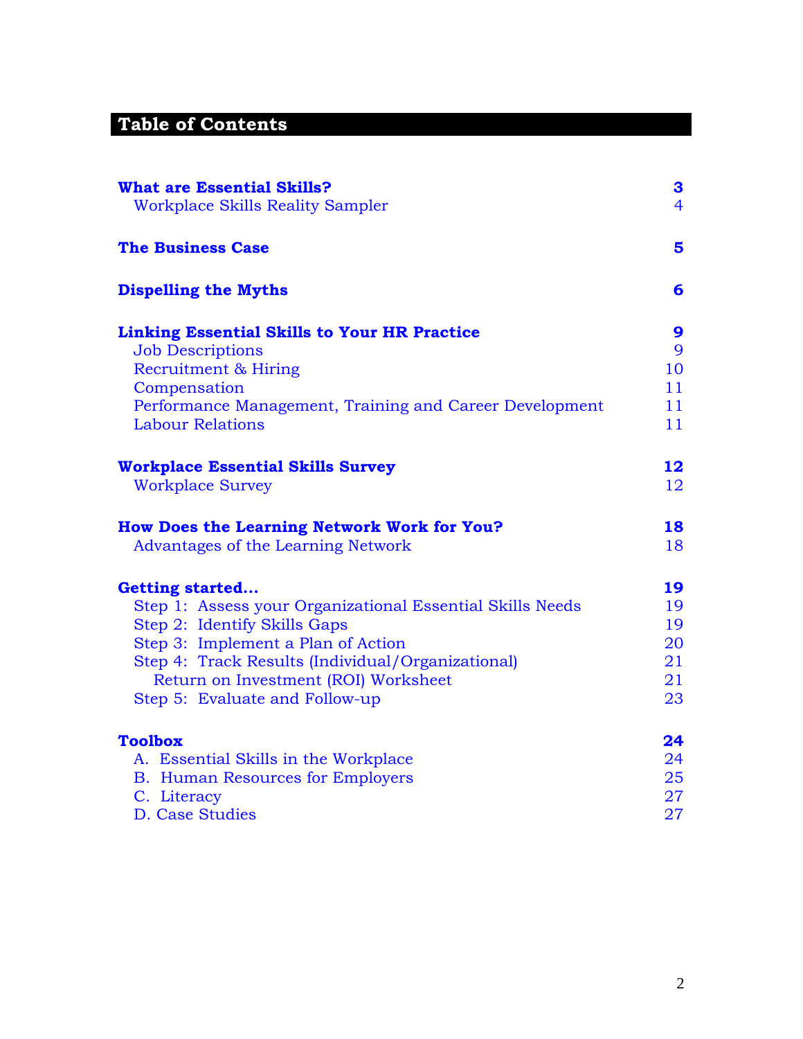# Table of Contents

| | |
|---|---|
| **What are Essential Skills?** | **3** |
| Workplace Skills Reality Sampler | 4 |
| **The Business Case** | **5** |
| **Dispelling the Myths** | **6** |
| **Linking Essential Skills to Your HR Practice** | **9** |
| Job Descriptions | 9 |
| Recruitment & Hiring | 10 |
| Compensation | 11 |
| Performance Management, Training and Career Development | 11 |
| Labour Relations | 11 |
| **Workplace Essential Skills Survey** | **12** |
| Workplace Survey | 12 |
| **How Does the Learning Network Work for You?** | **18** |
| Advantages of the Learning Network | 18 |
| **Getting started…** | **19** |
| Step 1: Assess your Organizational Essential Skills Needs | 19 |
| Step 2: Identify Skills Gaps | 19 |
| Step 3: Implement a Plan of Action | 20 |
| Step 4: Track Results (Individual/Organizational) | 21 |
| Return on Investment (ROI) Worksheet | 21 |
| Step 5: Evaluate and Follow-up | 23 |
| **Toolbox** | **24** |
| A. Essential Skills in the Workplace | 24 |
| B. Human Resources for Employers | 25 |
| C. Literacy | 27 |
| D. Case Studies | 27 |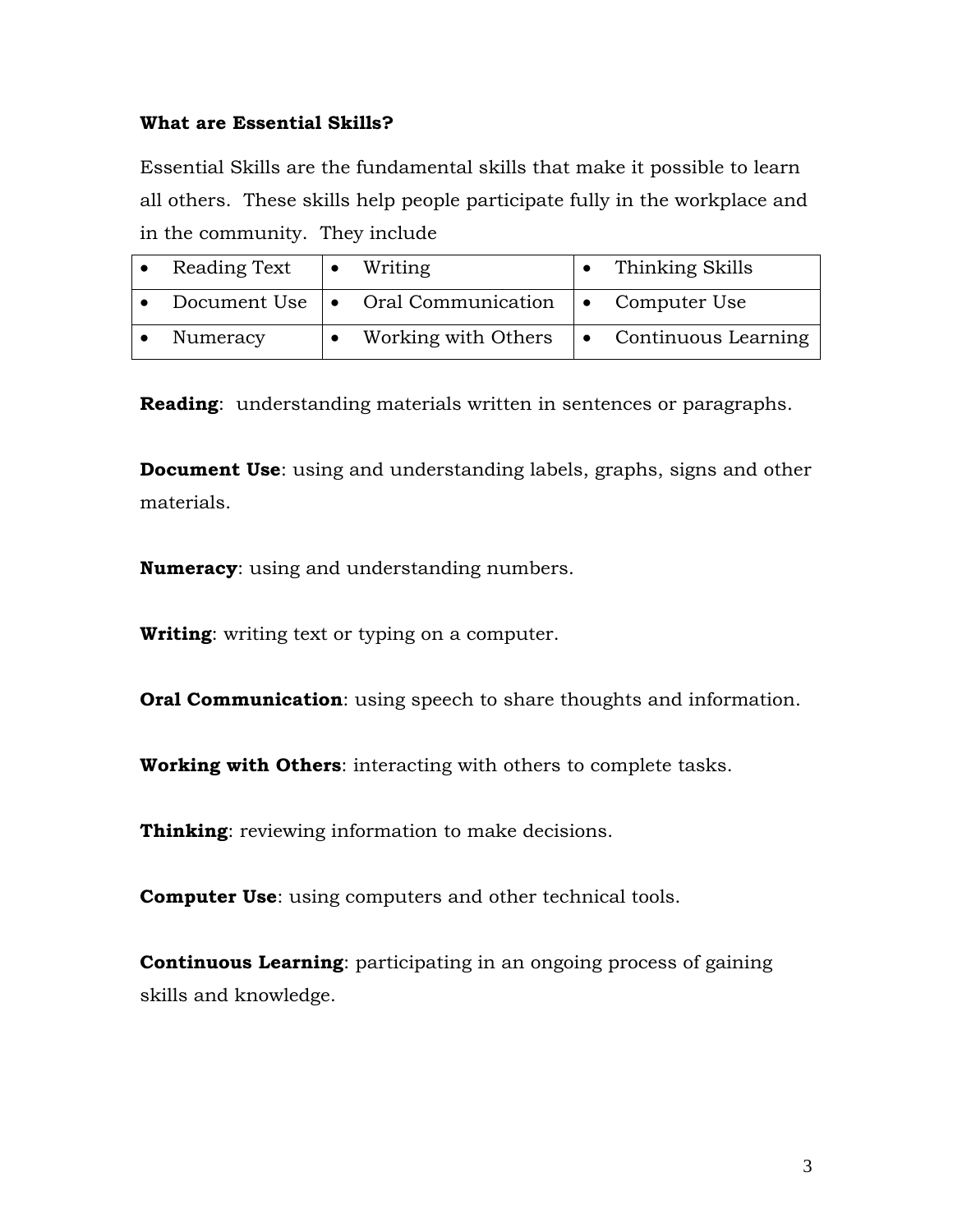**What are Essential Skills?**

Essential Skills are the fundamental skills that make it possible to learn all others. These skills help people participate fully in the workplace and in the community. They include

| | | |
|---|---|---|
| • Reading Text | • Writing | • Thinking Skills |
| • Document Use | • Oral Communication | • Computer Use |
| • Numeracy | • Working with Others | • Continuous Learning |

**Reading**: understanding materials written in sentences or paragraphs.

**Document Use**: using and understanding labels, graphs, signs and other materials.

**Numeracy**: using and understanding numbers.

**Writing**: writing text or typing on a computer.

**Oral Communication**: using speech to share thoughts and information.

**Working with Others**: interacting with others to complete tasks.

**Thinking**: reviewing information to make decisions.

**Computer Use**: using computers and other technical tools.

**Continuous Learning**: participating in an ongoing process of gaining skills and knowledge.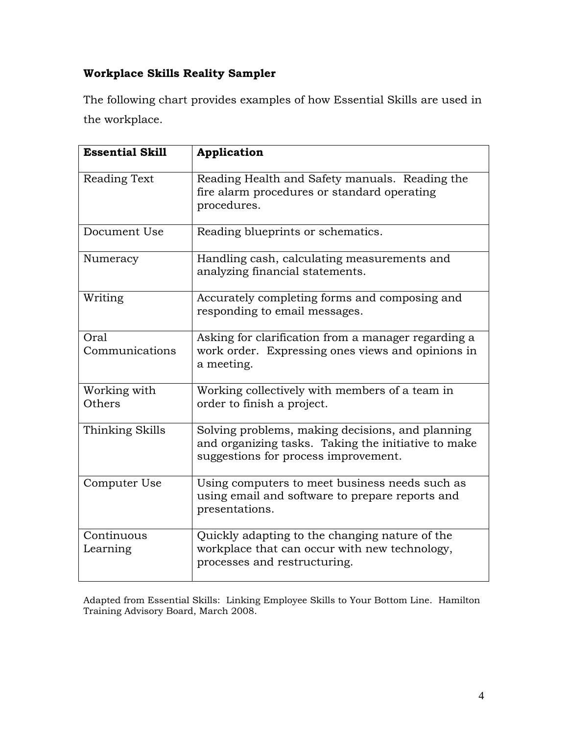**Workplace Skills Reality Sampler**

The following chart provides examples of how Essential Skills are used in the workplace.

| Essential Skill | Application |
|---|---|
| Reading Text | Reading Health and Safety manuals. Reading the fire alarm procedures or standard operating procedures. |
| Document Use | Reading blueprints or schematics. |
| Numeracy | Handling cash, calculating measurements and analyzing financial statements. |
| Writing | Accurately completing forms and composing and responding to email messages. |
| Oral Communications | Asking for clarification from a manager regarding a work order. Expressing ones views and opinions in a meeting. |
| Working with Others | Working collectively with members of a team in order to finish a project. |
| Thinking Skills | Solving problems, making decisions, and planning and organizing tasks. Taking the initiative to make suggestions for process improvement. |
| Computer Use | Using computers to meet business needs such as using email and software to prepare reports and presentations. |
| Continuous Learning | Quickly adapting to the changing nature of the workplace that can occur with new technology, processes and restructuring. |

Adapted from Essential Skills: Linking Employee Skills to Your Bottom Line. Hamilton Training Advisory Board, March 2008.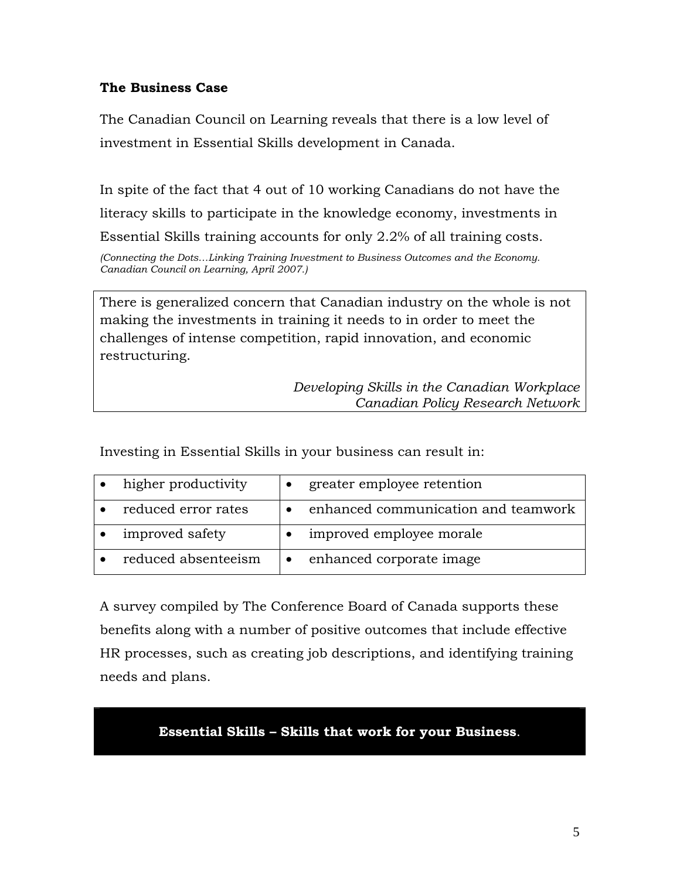**The Business Case**

The Canadian Council on Learning reveals that there is a low level of investment in Essential Skills development in Canada.

In spite of the fact that 4 out of 10 working Canadians do not have the literacy skills to participate in the knowledge economy, investments in Essential Skills training accounts for only 2.2% of all training costs.

*(Connecting the Dots…Linking Training Investment to Business Outcomes and the Economy. Canadian Council on Learning, April 2007.)*

> There is generalized concern that Canadian industry on the whole is not making the investments in training it needs to in order to meet the challenges of intense competition, rapid innovation, and economic restructuring.
>
> *Developing Skills in the Canadian Workplace*
> *Canadian Policy Research Network*

Investing in Essential Skills in your business can result in:

| | |
|---|---|
| • higher productivity | • greater employee retention |
| • reduced error rates | • enhanced communication and teamwork |
| • improved safety | • improved employee morale |
| • reduced absenteeism | • enhanced corporate image |

A survey compiled by The Conference Board of Canada supports these benefits along with a number of positive outcomes that include effective HR processes, such as creating job descriptions, and identifying training needs and plans.

**Essential Skills – Skills that work for your Business**.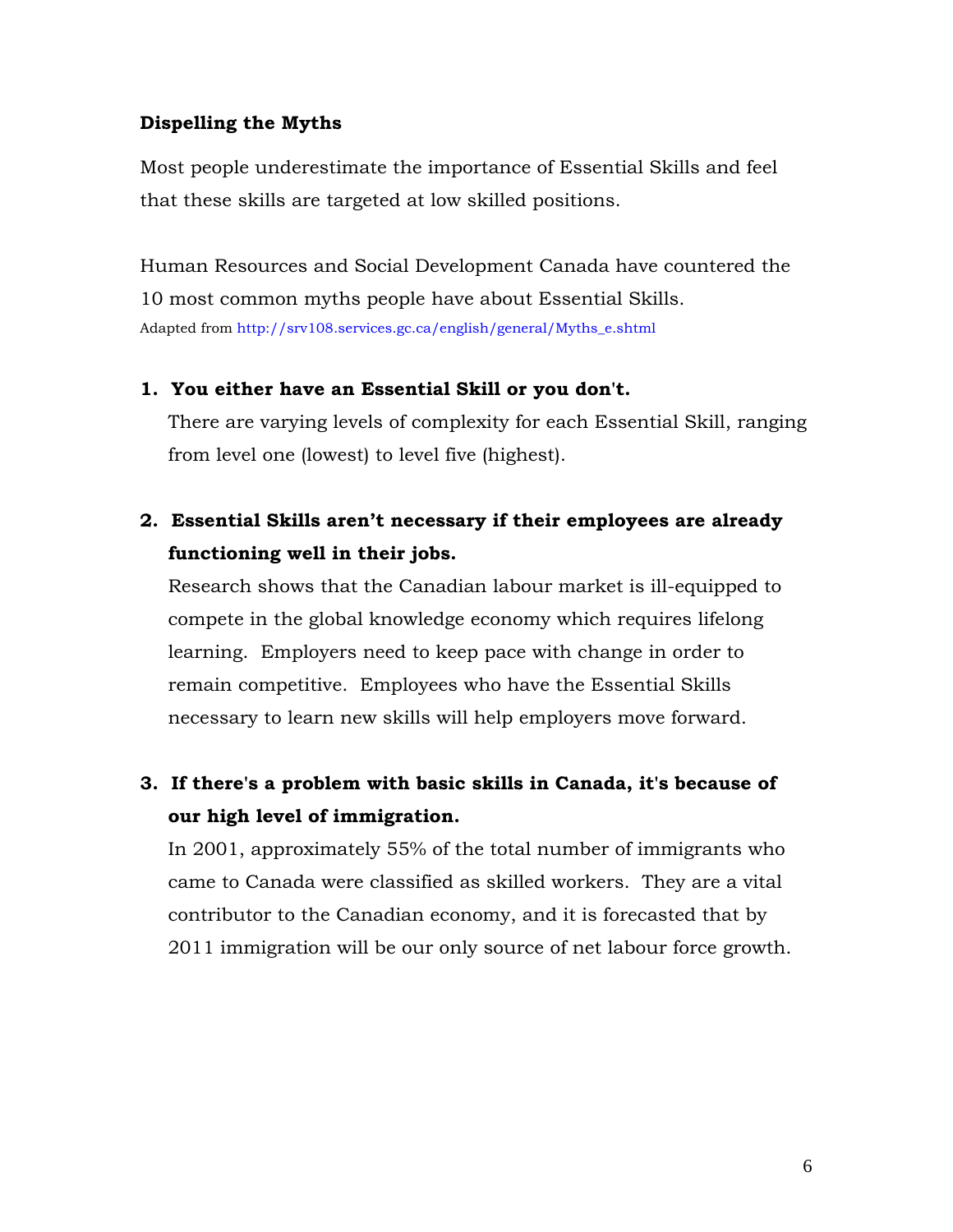**Dispelling the Myths**

Most people underestimate the importance of Essential Skills and feel that these skills are targeted at low skilled positions.

Human Resources and Social Development Canada have countered the 10 most common myths people have about Essential Skills.
Adapted from http://srv108.services.gc.ca/english/general/Myths_e.shtml

1. **You either have an Essential Skill or you don't.**
   There are varying levels of complexity for each Essential Skill, ranging from level one (lowest) to level five (highest).

2. **Essential Skills aren't necessary if their employees are already functioning well in their jobs.**
   Research shows that the Canadian labour market is ill-equipped to compete in the global knowledge economy which requires lifelong learning. Employers need to keep pace with change in order to remain competitive. Employees who have the Essential Skills necessary to learn new skills will help employers move forward.

3. **If there's a problem with basic skills in Canada, it's because of our high level of immigration.**
   In 2001, approximately 55% of the total number of immigrants who came to Canada were classified as skilled workers. They are a vital contributor to the Canadian economy, and it is forecasted that by 2011 immigration will be our only source of net labour force growth.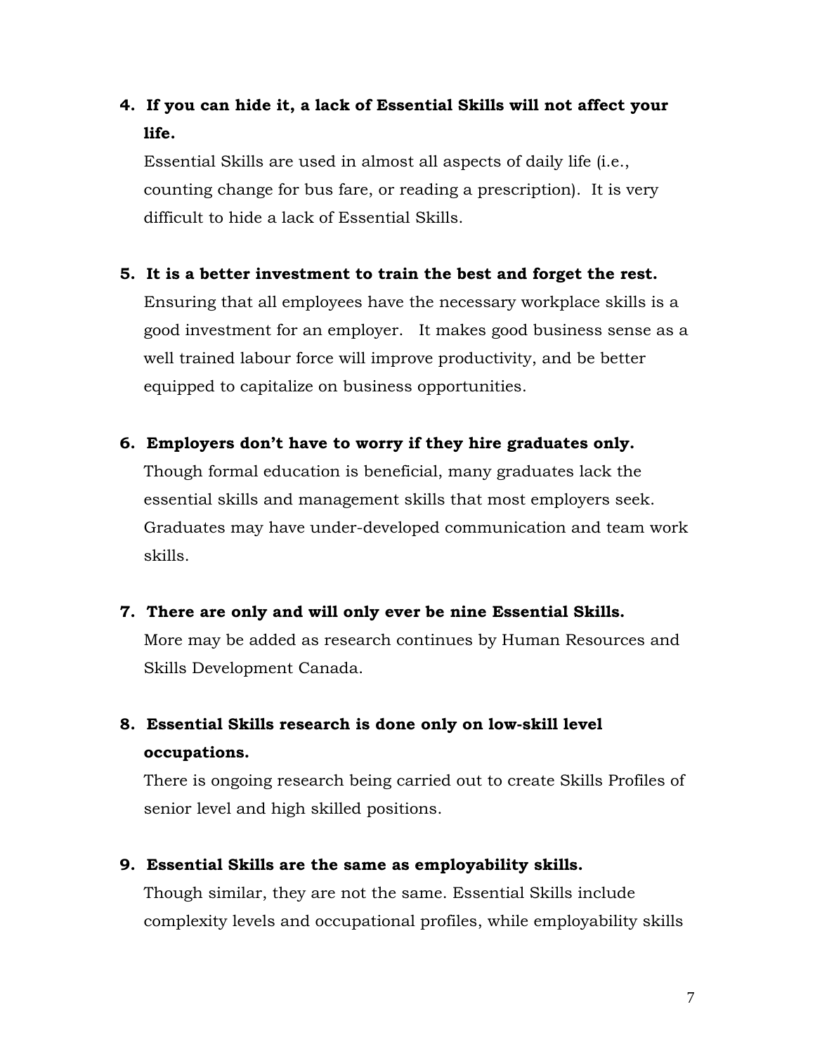4. **If you can hide it, a lack of Essential Skills will not affect your life.**
   Essential Skills are used in almost all aspects of daily life (i.e., counting change for bus fare, or reading a prescription). It is very difficult to hide a lack of Essential Skills.

5. **It is a better investment to train the best and forget the rest.**
   Ensuring that all employees have the necessary workplace skills is a good investment for an employer. It makes good business sense as a well trained labour force will improve productivity, and be better equipped to capitalize on business opportunities.

6. **Employers don't have to worry if they hire graduates only.**
   Though formal education is beneficial, many graduates lack the essential skills and management skills that most employers seek. Graduates may have under-developed communication and team work skills.

7. **There are only and will only ever be nine Essential Skills.**
   More may be added as research continues by Human Resources and Skills Development Canada.

8. **Essential Skills research is done only on low-skill level occupations.**
   There is ongoing research being carried out to create Skills Profiles of senior level and high skilled positions.

9. **Essential Skills are the same as employability skills.**
   Though similar, they are not the same. Essential Skills include complexity levels and occupational profiles, while employability skills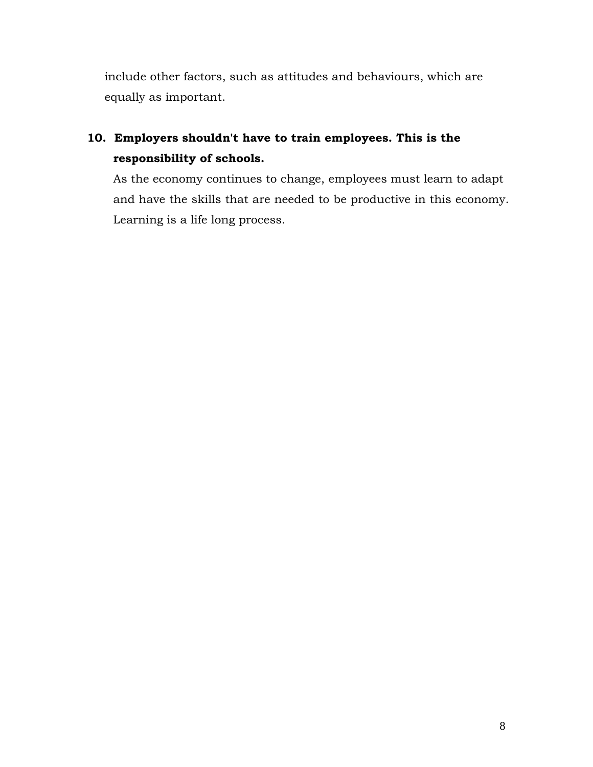include other factors, such as attitudes and behaviours, which are equally as important.

**10. Employers shouldn't have to train employees. This is the responsibility of schools.**

As the economy continues to change, employees must learn to adapt and have the skills that are needed to be productive in this economy. Learning is a life long process.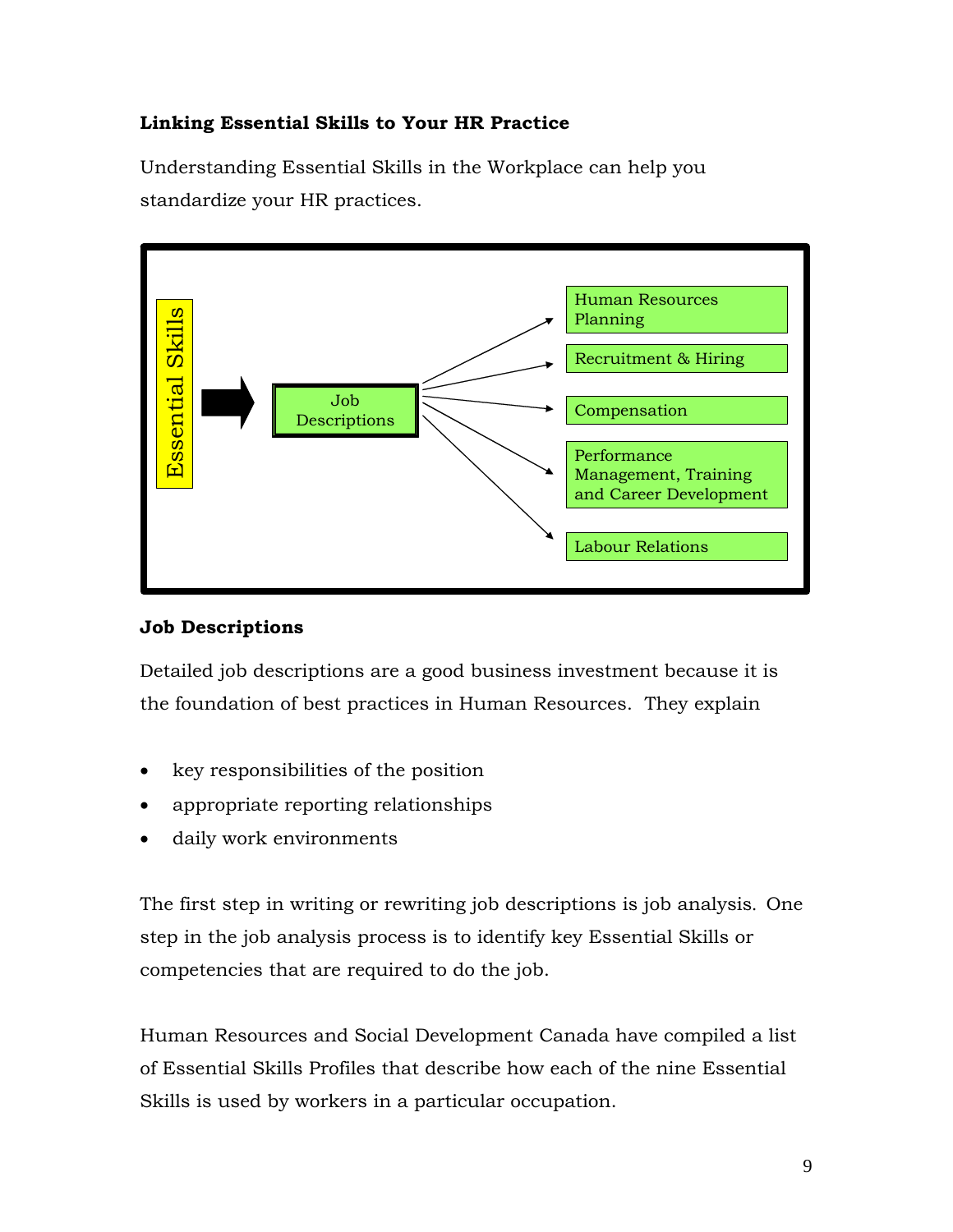### Linking Essential Skills to Your HR Practice

Understanding Essential Skills in the Workplace can help you standardize your HR practices.

Essential Skills → Job Descriptions →
- Human Resources Planning
- Recruitment & Hiring
- Compensation
- Performance Management, Training and Career Development
- Labour Relations

### Job Descriptions

Detailed job descriptions are a good business investment because it is the foundation of best practices in Human Resources. They explain

- key responsibilities of the position
- appropriate reporting relationships
- daily work environments

The first step in writing or rewriting job descriptions is job analysis. One step in the job analysis process is to identify key Essential Skills or competencies that are required to do the job.

Human Resources and Social Development Canada have compiled a list of Essential Skills Profiles that describe how each of the nine Essential Skills is used by workers in a particular occupation.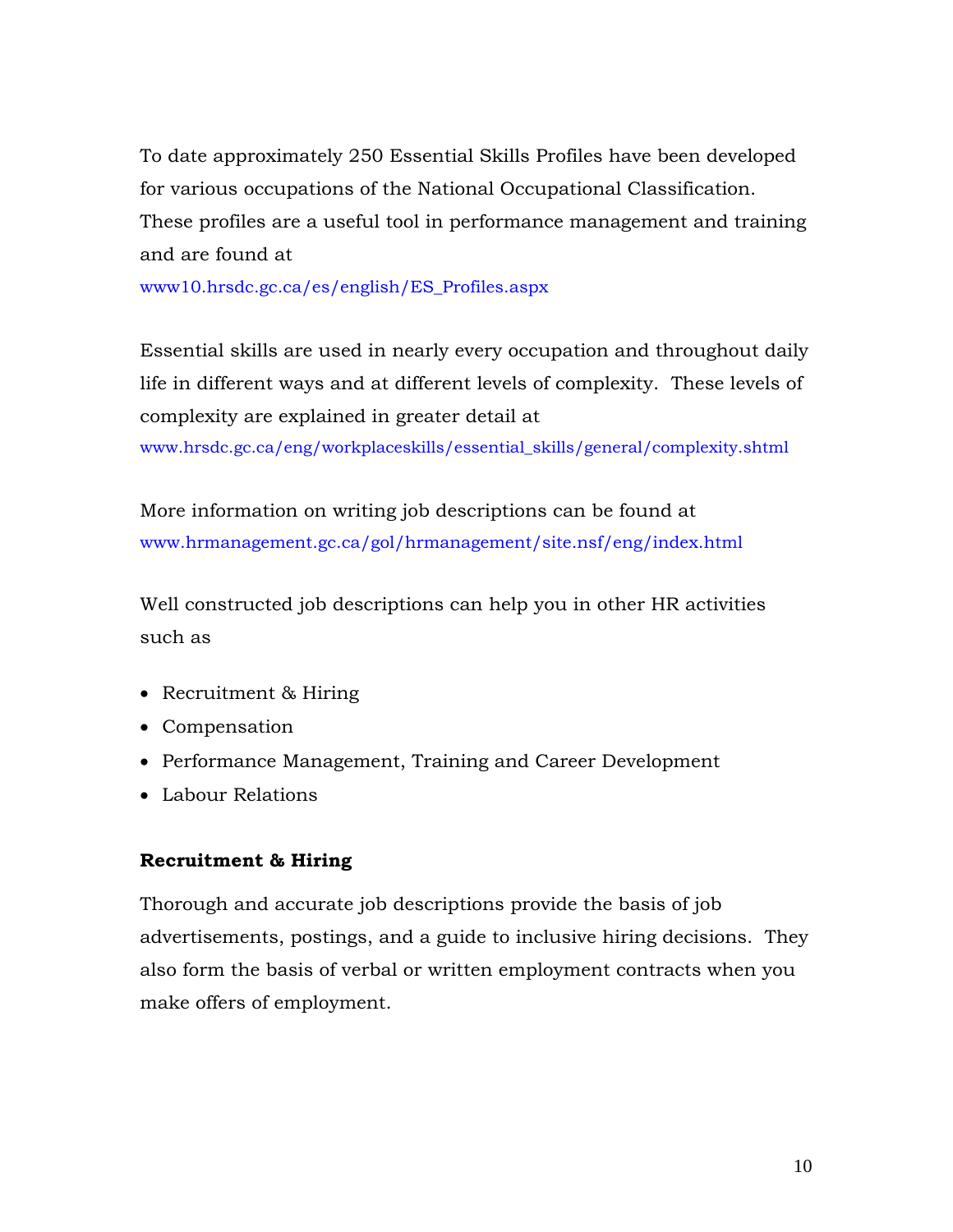To date approximately 250 Essential Skills Profiles have been developed for various occupations of the National Occupational Classification. These profiles are a useful tool in performance management and training and are found at

www10.hrsdc.gc.ca/es/english/ES_Profiles.aspx

Essential skills are used in nearly every occupation and throughout daily life in different ways and at different levels of complexity. These levels of complexity are explained in greater detail at

www.hrsdc.gc.ca/eng/workplaceskills/essential_skills/general/complexity.shtml

More information on writing job descriptions can be found at

www.hrmanagement.gc.ca/gol/hrmanagement/site.nsf/eng/index.html

Well constructed job descriptions can help you in other HR activities such as

- Recruitment & Hiring
- Compensation
- Performance Management, Training and Career Development
- Labour Relations

**Recruitment & Hiring**

Thorough and accurate job descriptions provide the basis of job advertisements, postings, and a guide to inclusive hiring decisions. They also form the basis of verbal or written employment contracts when you make offers of employment.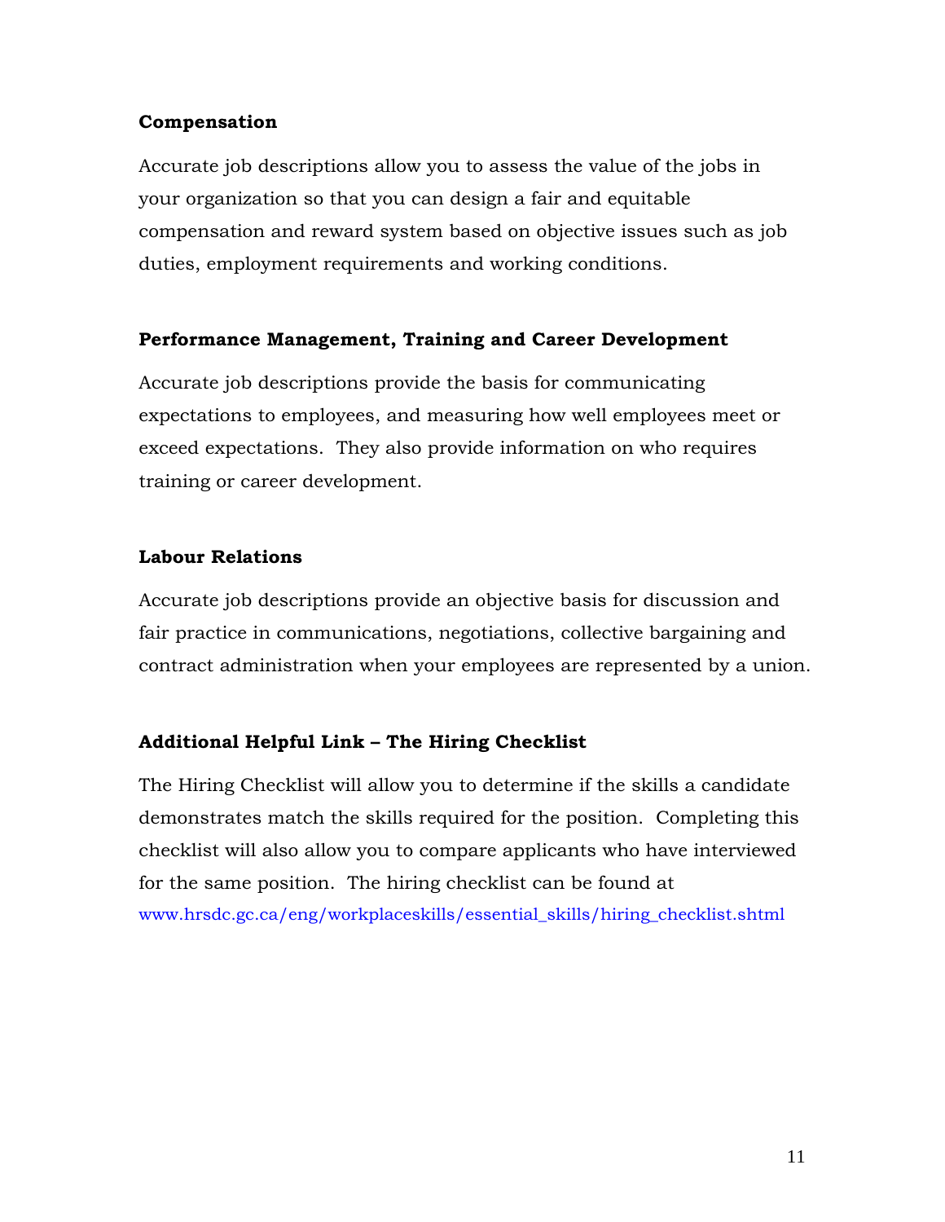**Compensation**

Accurate job descriptions allow you to assess the value of the jobs in your organization so that you can design a fair and equitable compensation and reward system based on objective issues such as job duties, employment requirements and working conditions.

**Performance Management, Training and Career Development**

Accurate job descriptions provide the basis for communicating expectations to employees, and measuring how well employees meet or exceed expectations. They also provide information on who requires training or career development.

**Labour Relations**

Accurate job descriptions provide an objective basis for discussion and fair practice in communications, negotiations, collective bargaining and contract administration when your employees are represented by a union.

**Additional Helpful Link – The Hiring Checklist**

The Hiring Checklist will allow you to determine if the skills a candidate demonstrates match the skills required for the position. Completing this checklist will also allow you to compare applicants who have interviewed for the same position. The hiring checklist can be found at www.hrsdc.gc.ca/eng/workplaceskills/essential_skills/hiring_checklist.shtml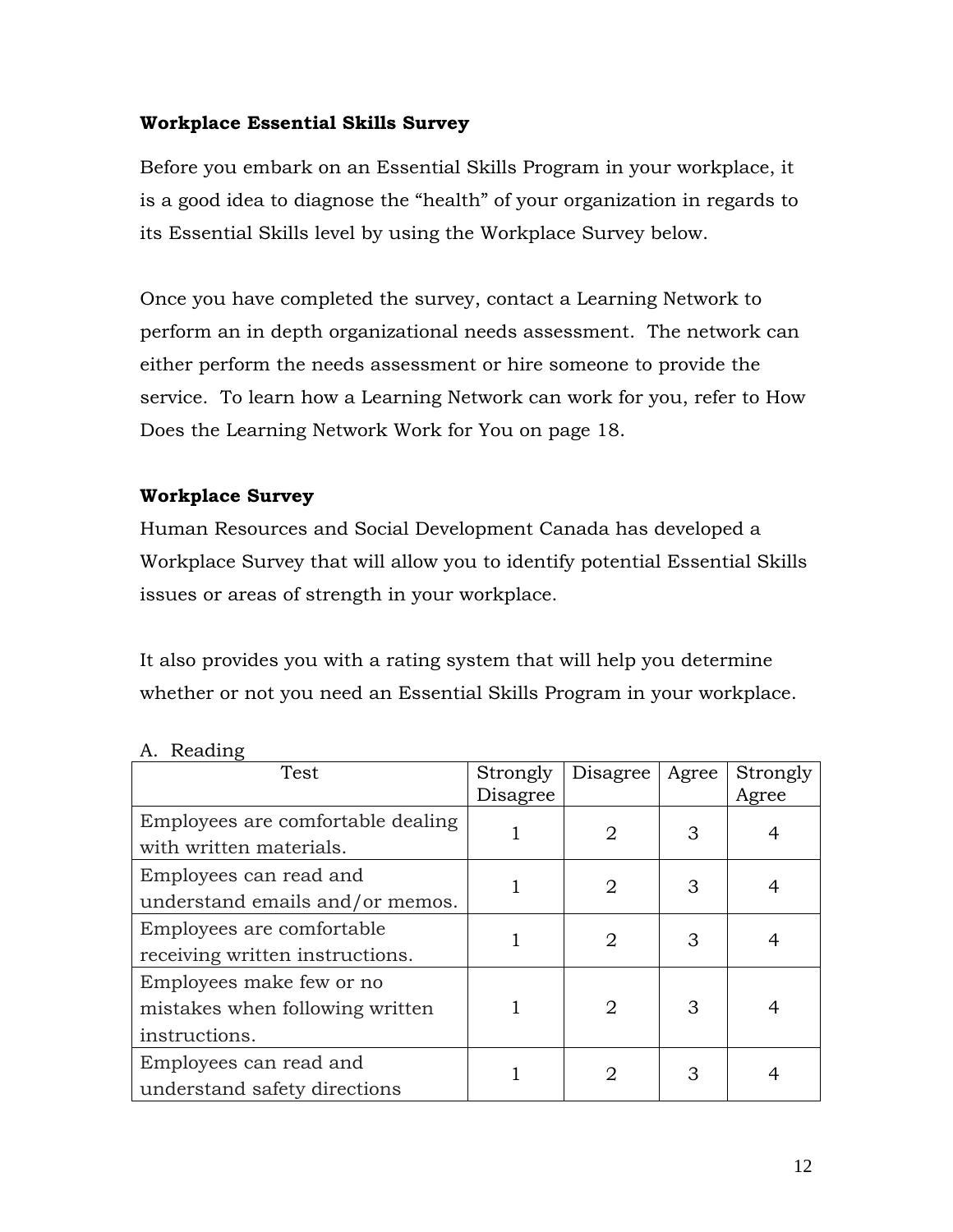**Workplace Essential Skills Survey**

Before you embark on an Essential Skills Program in your workplace, it is a good idea to diagnose the "health" of your organization in regards to its Essential Skills level by using the Workplace Survey below.

Once you have completed the survey, contact a Learning Network to perform an in depth organizational needs assessment. The network can either perform the needs assessment or hire someone to provide the service. To learn how a Learning Network can work for you, refer to How Does the Learning Network Work for You on page 18.

**Workplace Survey**

Human Resources and Social Development Canada has developed a Workplace Survey that will allow you to identify potential Essential Skills issues or areas of strength in your workplace.

It also provides you with a rating system that will help you determine whether or not you need an Essential Skills Program in your workplace.

A. Reading

| Test | Strongly Disagree | Disagree | Agree | Strongly Agree |
|---|---|---|---|---|
| Employees are comfortable dealing with written materials. | 1 | 2 | 3 | 4 |
| Employees can read and understand emails and/or memos. | 1 | 2 | 3 | 4 |
| Employees are comfortable receiving written instructions. | 1 | 2 | 3 | 4 |
| Employees make few or no mistakes when following written instructions. | 1 | 2 | 3 | 4 |
| Employees can read and understand safety directions | 1 | 2 | 3 | 4 |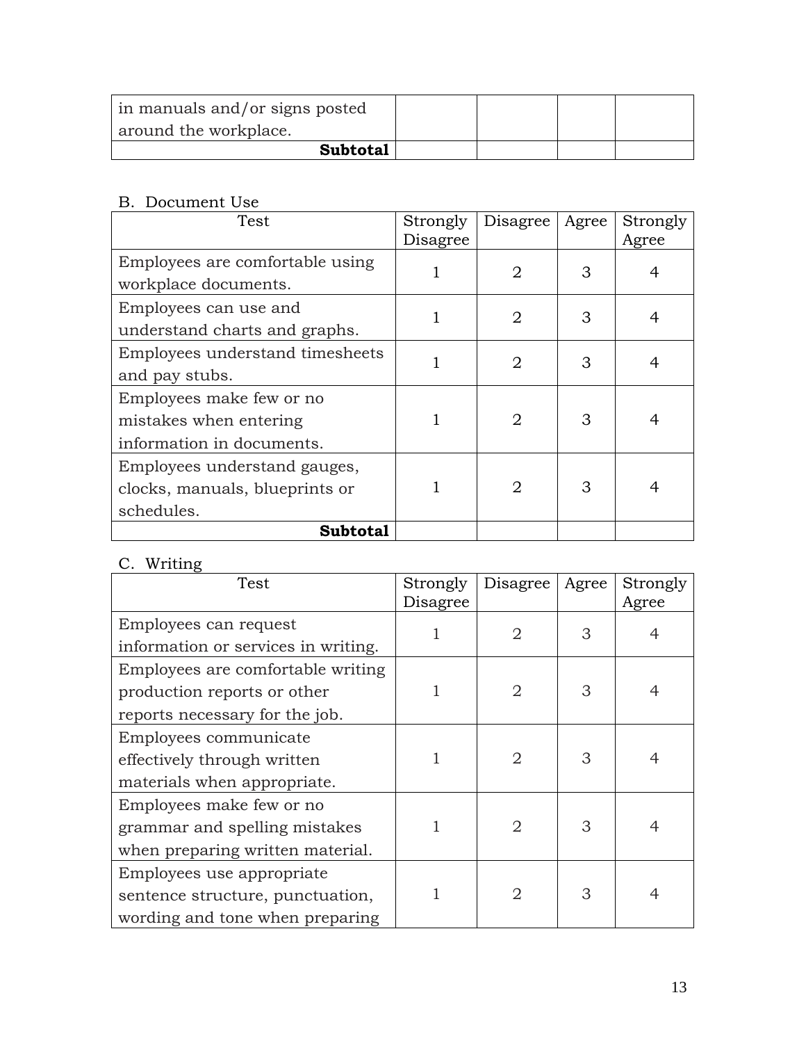| in manuals and/or signs posted around the workplace. | | | | |
|---|---|---|---|---|
| **Subtotal** | | | | |

B. Document Use

| Test | Strongly Disagree | Disagree | Agree | Strongly Agree |
|---|---|---|---|---|
| Employees are comfortable using workplace documents. | 1 | 2 | 3 | 4 |
| Employees can use and understand charts and graphs. | 1 | 2 | 3 | 4 |
| Employees understand timesheets and pay stubs. | 1 | 2 | 3 | 4 |
| Employees make few or no mistakes when entering information in documents. | 1 | 2 | 3 | 4 |
| Employees understand gauges, clocks, manuals, blueprints or schedules. | 1 | 2 | 3 | 4 |
| **Subtotal** | | | | |

C. Writing

| Test | Strongly Disagree | Disagree | Agree | Strongly Agree |
|---|---|---|---|---|
| Employees can request information or services in writing. | 1 | 2 | 3 | 4 |
| Employees are comfortable writing production reports or other reports necessary for the job. | 1 | 2 | 3 | 4 |
| Employees communicate effectively through written materials when appropriate. | 1 | 2 | 3 | 4 |
| Employees make few or no grammar and spelling mistakes when preparing written material. | 1 | 2 | 3 | 4 |
| Employees use appropriate sentence structure, punctuation, wording and tone when preparing | 1 | 2 | 3 | 4 |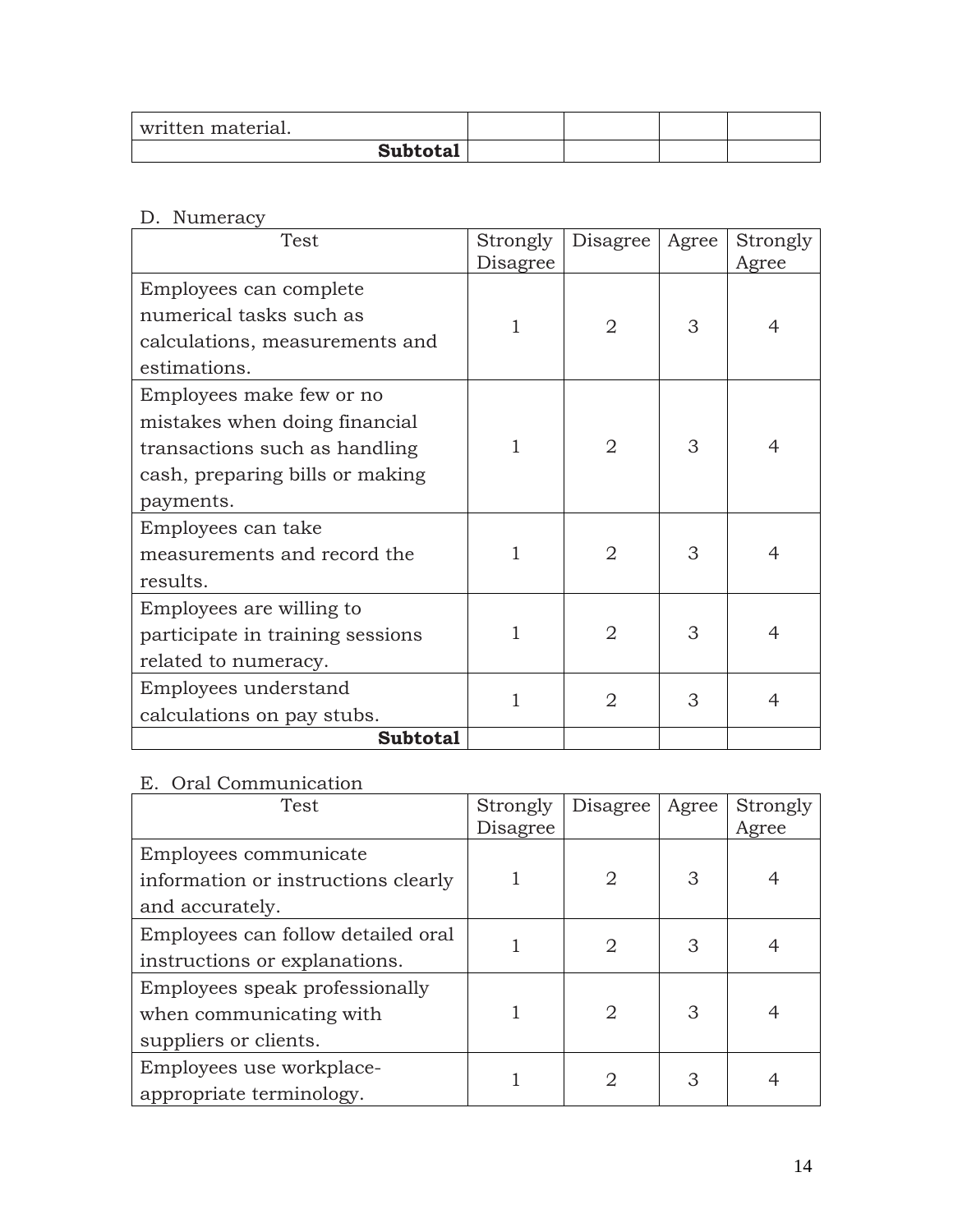| written material. | | | | |
|---|---|---|---|---|
| **Subtotal** | | | | |

D. Numeracy

| Test | Strongly Disagree | Disagree | Agree | Strongly Agree |
|---|---|---|---|---|
| Employees can complete numerical tasks such as calculations, measurements and estimations. | 1 | 2 | 3 | 4 |
| Employees make few or no mistakes when doing financial transactions such as handling cash, preparing bills or making payments. | 1 | 2 | 3 | 4 |
| Employees can take measurements and record the results. | 1 | 2 | 3 | 4 |
| Employees are willing to participate in training sessions related to numeracy. | 1 | 2 | 3 | 4 |
| Employees understand calculations on pay stubs. | 1 | 2 | 3 | 4 |
| **Subtotal** | | | | |

E. Oral Communication

| Test | Strongly Disagree | Disagree | Agree | Strongly Agree |
|---|---|---|---|---|
| Employees communicate information or instructions clearly and accurately. | 1 | 2 | 3 | 4 |
| Employees can follow detailed oral instructions or explanations. | 1 | 2 | 3 | 4 |
| Employees speak professionally when communicating with suppliers or clients. | 1 | 2 | 3 | 4 |
| Employees use workplace-appropriate terminology. | 1 | 2 | 3 | 4 |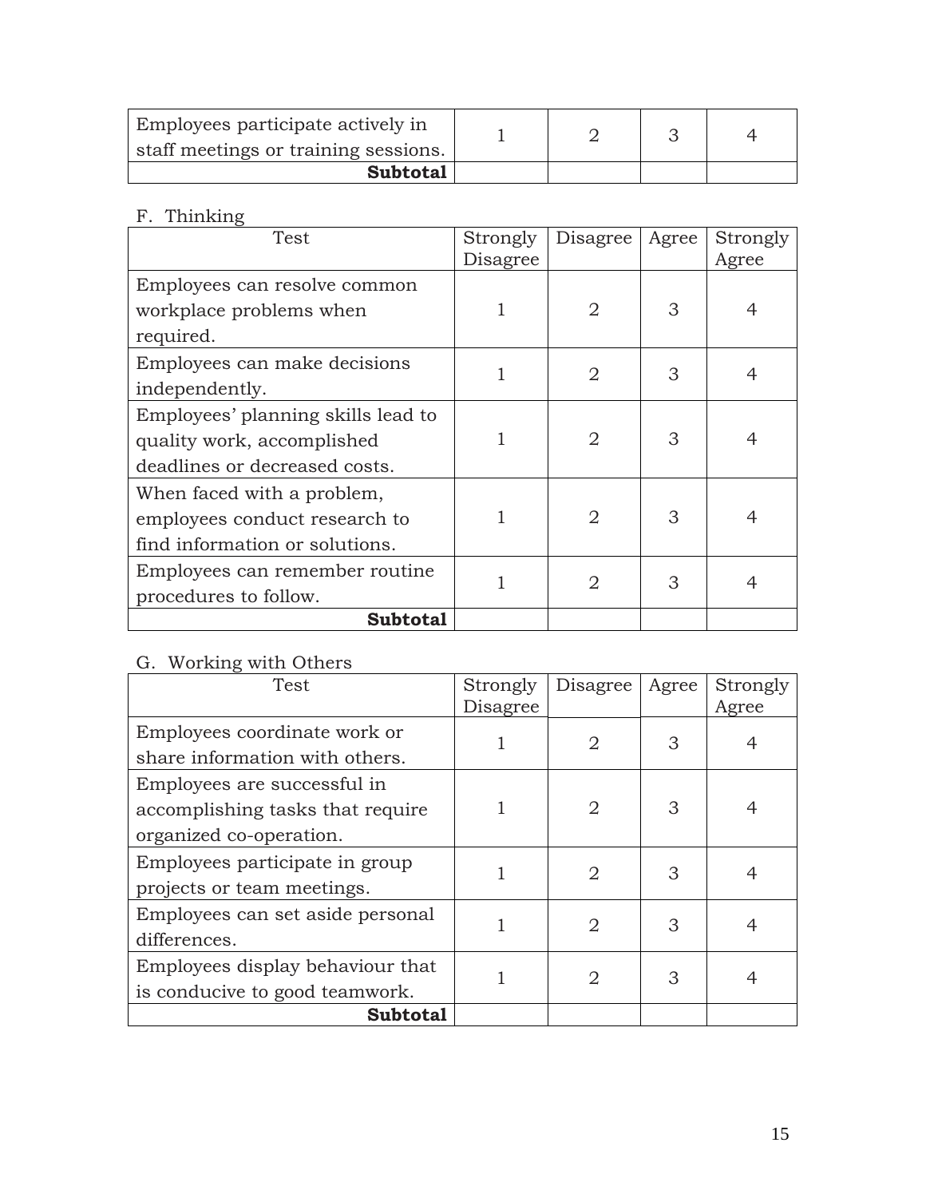| Employees participate actively in staff meetings or training sessions. | 1 | 2 | 3 | 4 |
|---|---|---|---|---|
| **Subtotal** | | | | |

F. Thinking

| Test | Strongly Disagree | Disagree | Agree | Strongly Agree |
|---|---|---|---|---|
| Employees can resolve common workplace problems when required. | 1 | 2 | 3 | 4 |
| Employees can make decisions independently. | 1 | 2 | 3 | 4 |
| Employees' planning skills lead to quality work, accomplished deadlines or decreased costs. | 1 | 2 | 3 | 4 |
| When faced with a problem, employees conduct research to find information or solutions. | 1 | 2 | 3 | 4 |
| Employees can remember routine procedures to follow. | 1 | 2 | 3 | 4 |
| **Subtotal** | | | | |

G. Working with Others

| Test | Strongly Disagree | Disagree | Agree | Strongly Agree |
|---|---|---|---|---|
| Employees coordinate work or share information with others. | 1 | 2 | 3 | 4 |
| Employees are successful in accomplishing tasks that require organized co-operation. | 1 | 2 | 3 | 4 |
| Employees participate in group projects or team meetings. | 1 | 2 | 3 | 4 |
| Employees can set aside personal differences. | 1 | 2 | 3 | 4 |
| Employees display behaviour that is conducive to good teamwork. | 1 | 2 | 3 | 4 |
| **Subtotal** | | | | |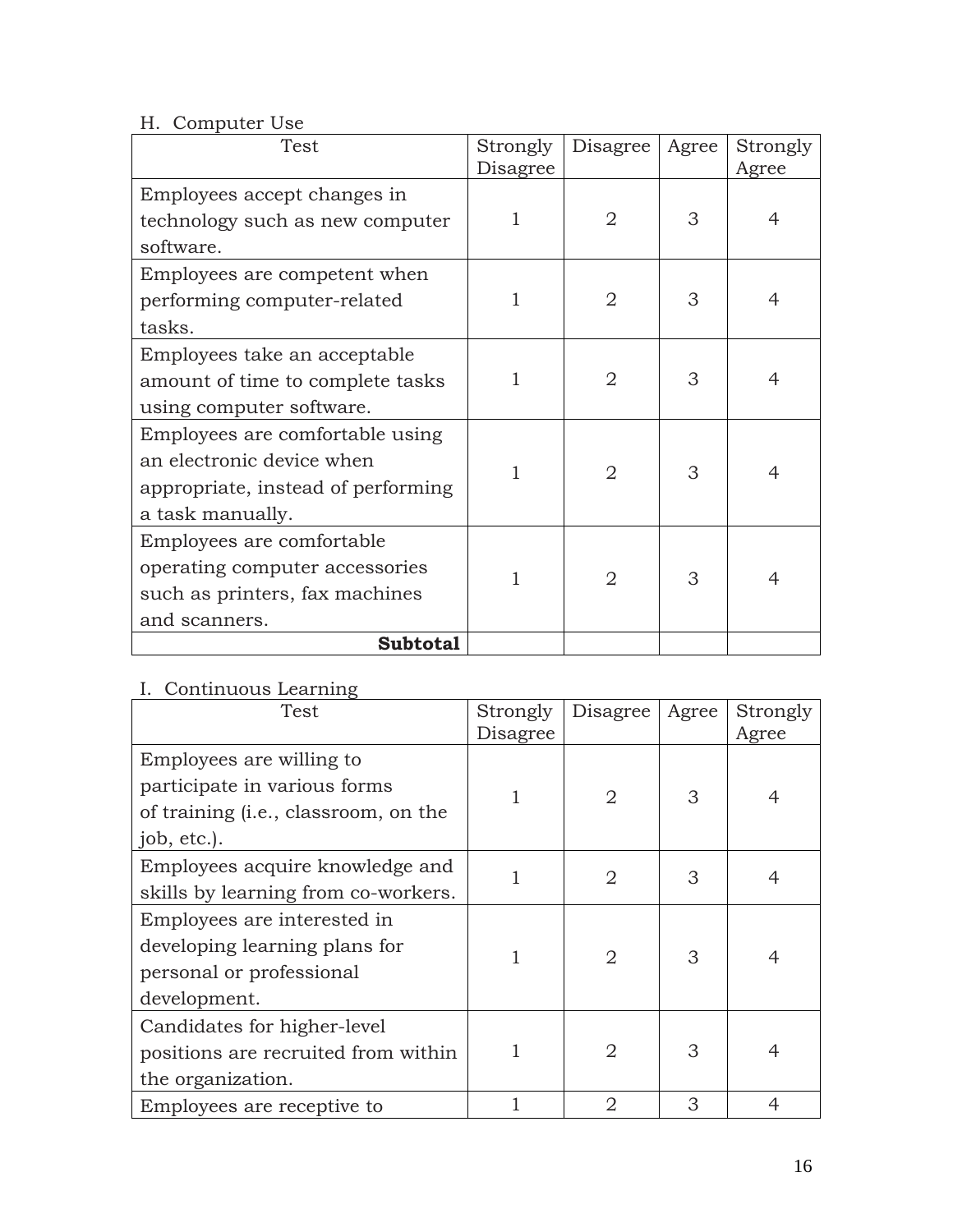H. Computer Use

| Test | Strongly Disagree | Disagree | Agree | Strongly Agree |
|---|---|---|---|---|
| Employees accept changes in technology such as new computer software. | 1 | 2 | 3 | 4 |
| Employees are competent when performing computer-related tasks. | 1 | 2 | 3 | 4 |
| Employees take an acceptable amount of time to complete tasks using computer software. | 1 | 2 | 3 | 4 |
| Employees are comfortable using an electronic device when appropriate, instead of performing a task manually. | 1 | 2 | 3 | 4 |
| Employees are comfortable operating computer accessories such as printers, fax machines and scanners. | 1 | 2 | 3 | 4 |
| **Subtotal** | | | | |

I. Continuous Learning

| Test | Strongly Disagree | Disagree | Agree | Strongly Agree |
|---|---|---|---|---|
| Employees are willing to participate in various forms of training (i.e., classroom, on the job, etc.). | 1 | 2 | 3 | 4 |
| Employees acquire knowledge and skills by learning from co-workers. | 1 | 2 | 3 | 4 |
| Employees are interested in developing learning plans for personal or professional development. | 1 | 2 | 3 | 4 |
| Candidates for higher-level positions are recruited from within the organization. | 1 | 2 | 3 | 4 |
| Employees are receptive to | 1 | 2 | 3 | 4 |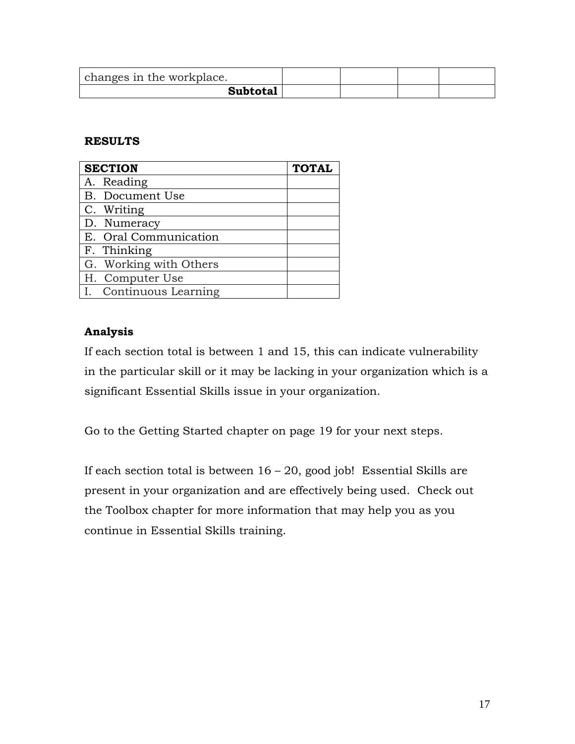| changes in the workplace. | | | | |
|---|---|---|---|---|
| **Subtotal** | | | | |

**RESULTS**

| SECTION | TOTAL |
|---|---|
| A. Reading | |
| B. Document Use | |
| C. Writing | |
| D. Numeracy | |
| E. Oral Communication | |
| F. Thinking | |
| G. Working with Others | |
| H. Computer Use | |
| I. Continuous Learning | |

**Analysis**

If each section total is between 1 and 15, this can indicate vulnerability in the particular skill or it may be lacking in your organization which is a significant Essential Skills issue in your organization.

Go to the Getting Started chapter on page 19 for your next steps.

If each section total is between 16 – 20, good job! Essential Skills are present in your organization and are effectively being used. Check out the Toolbox chapter for more information that may help you as you continue in Essential Skills training.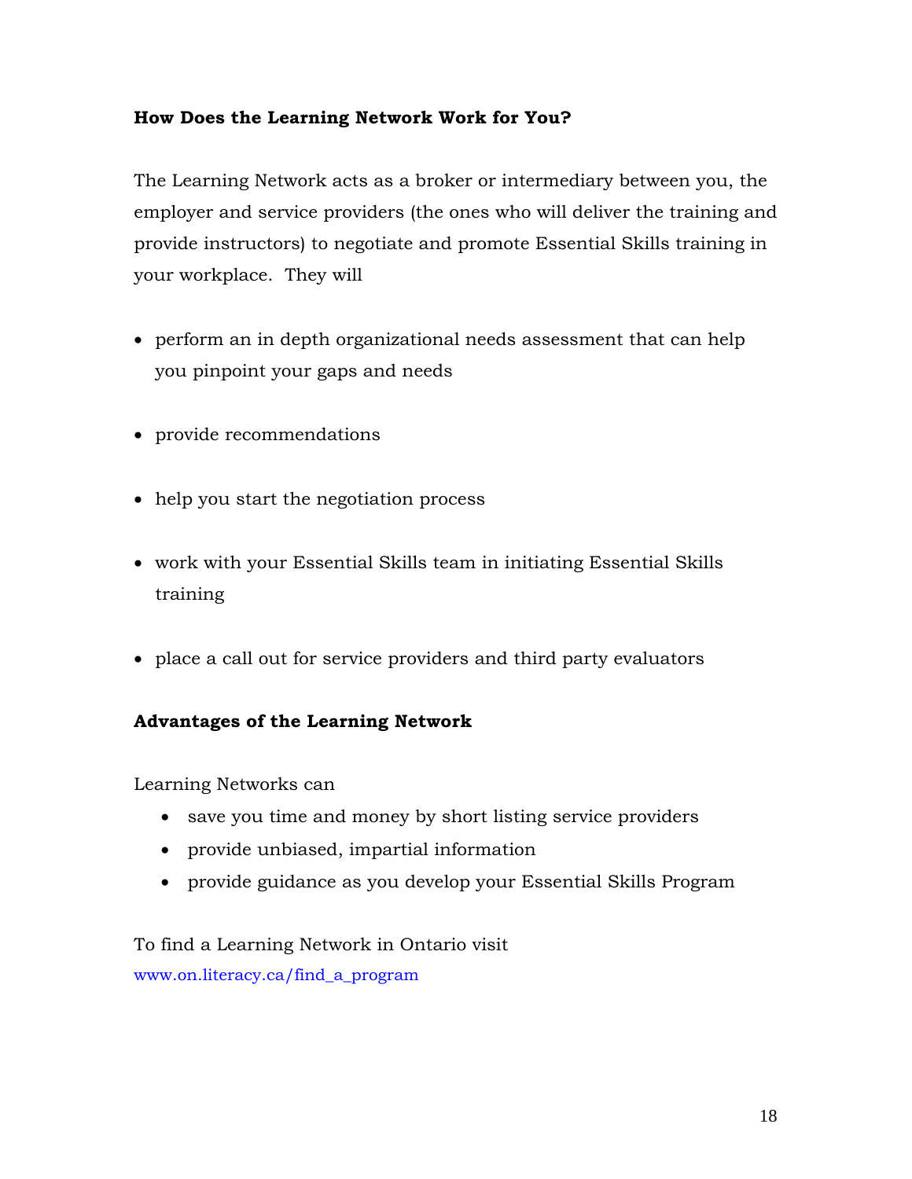**How Does the Learning Network Work for You?**

The Learning Network acts as a broker or intermediary between you, the employer and service providers (the ones who will deliver the training and provide instructors) to negotiate and promote Essential Skills training in your workplace. They will

- perform an in depth organizational needs assessment that can help you pinpoint your gaps and needs
- provide recommendations
- help you start the negotiation process
- work with your Essential Skills team in initiating Essential Skills training
- place a call out for service providers and third party evaluators

**Advantages of the Learning Network**

Learning Networks can

- save you time and money by short listing service providers
- provide unbiased, impartial information
- provide guidance as you develop your Essential Skills Program

To find a Learning Network in Ontario visit
www.on.literacy.ca/find_a_program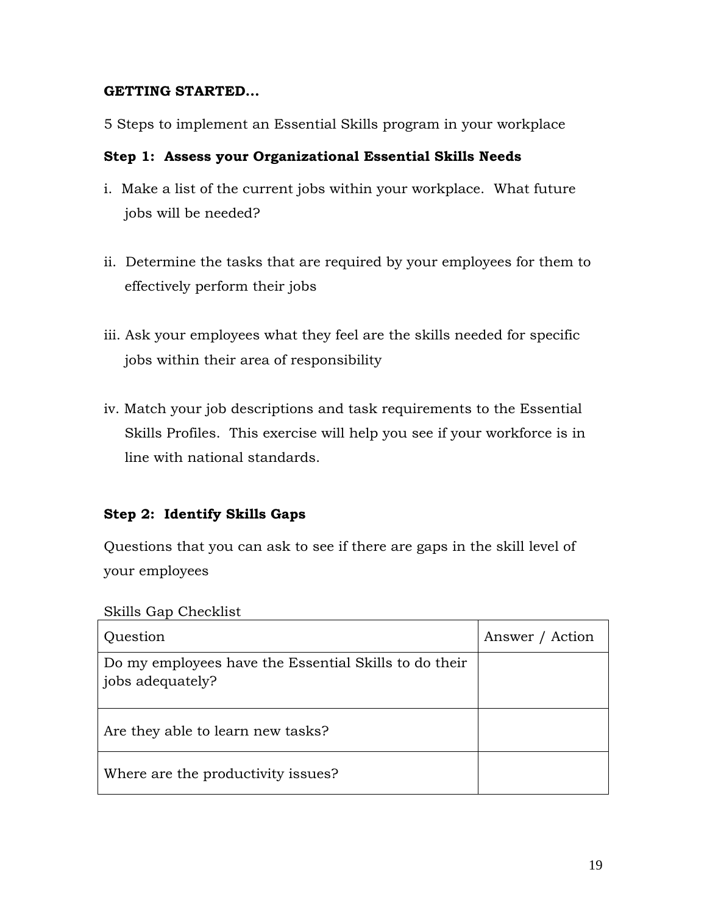**GETTING STARTED…**

5 Steps to implement an Essential Skills program in your workplace

### Step 1: Assess your Organizational Essential Skills Needs

i. Make a list of the current jobs within your workplace. What future jobs will be needed?

ii. Determine the tasks that are required by your employees for them to effectively perform their jobs

iii. Ask your employees what they feel are the skills needed for specific jobs within their area of responsibility

iv. Match your job descriptions and task requirements to the Essential Skills Profiles. This exercise will help you see if your workforce is in line with national standards.

### Step 2: Identify Skills Gaps

Questions that you can ask to see if there are gaps in the skill level of your employees

Skills Gap Checklist

| Question | Answer / Action |
|---|---|
| Do my employees have the Essential Skills to do their jobs adequately? | |
| Are they able to learn new tasks? | |
| Where are the productivity issues? | |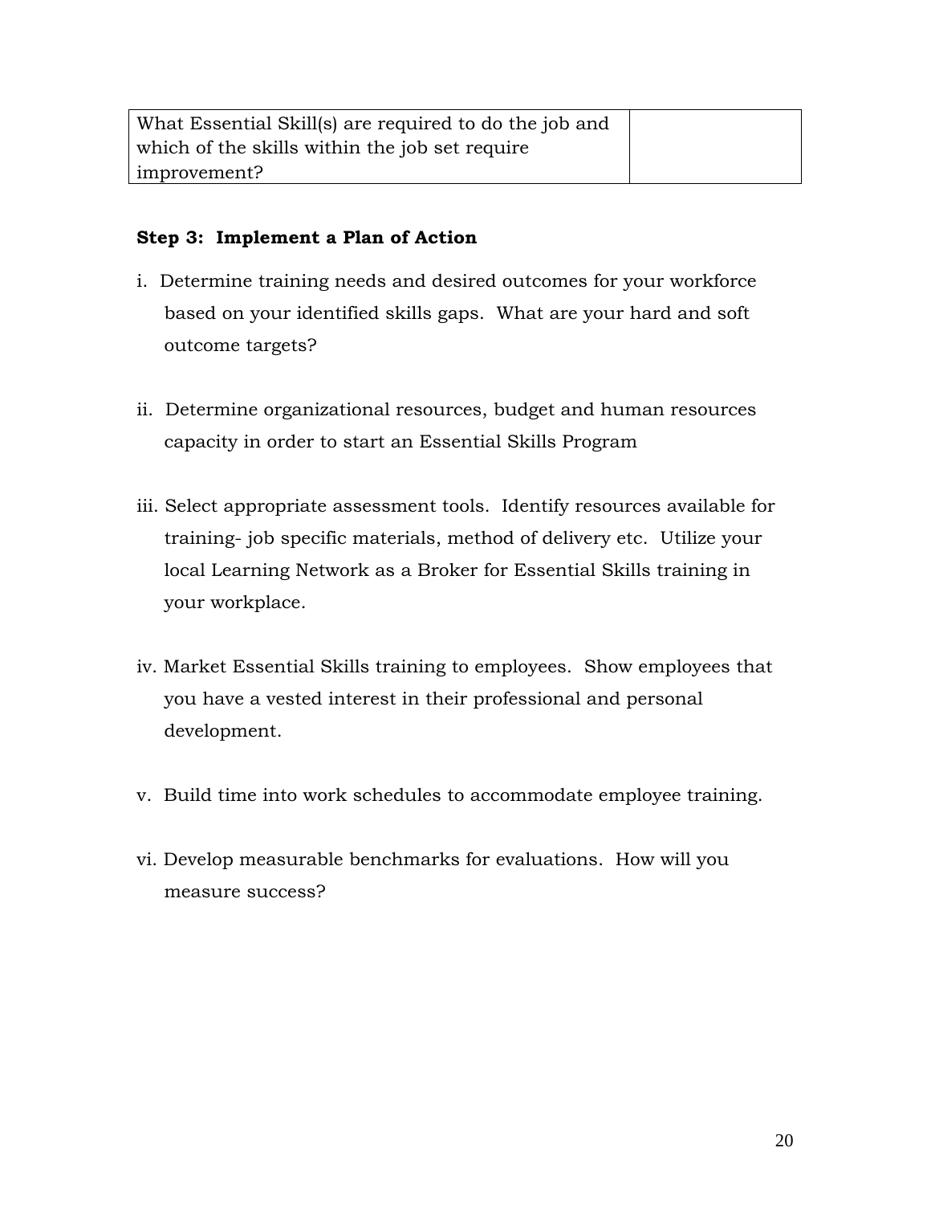| What Essential Skill(s) are required to do the job and which of the skills within the job set require improvement? | |
|---|---|

**Step 3: Implement a Plan of Action**

i. Determine training needs and desired outcomes for your workforce based on your identified skills gaps. What are your hard and soft outcome targets?

ii. Determine organizational resources, budget and human resources capacity in order to start an Essential Skills Program

iii. Select appropriate assessment tools. Identify resources available for training- job specific materials, method of delivery etc. Utilize your local Learning Network as a Broker for Essential Skills training in your workplace.

iv. Market Essential Skills training to employees. Show employees that you have a vested interest in their professional and personal development.

v. Build time into work schedules to accommodate employee training.

vi. Develop measurable benchmarks for evaluations. How will you measure success?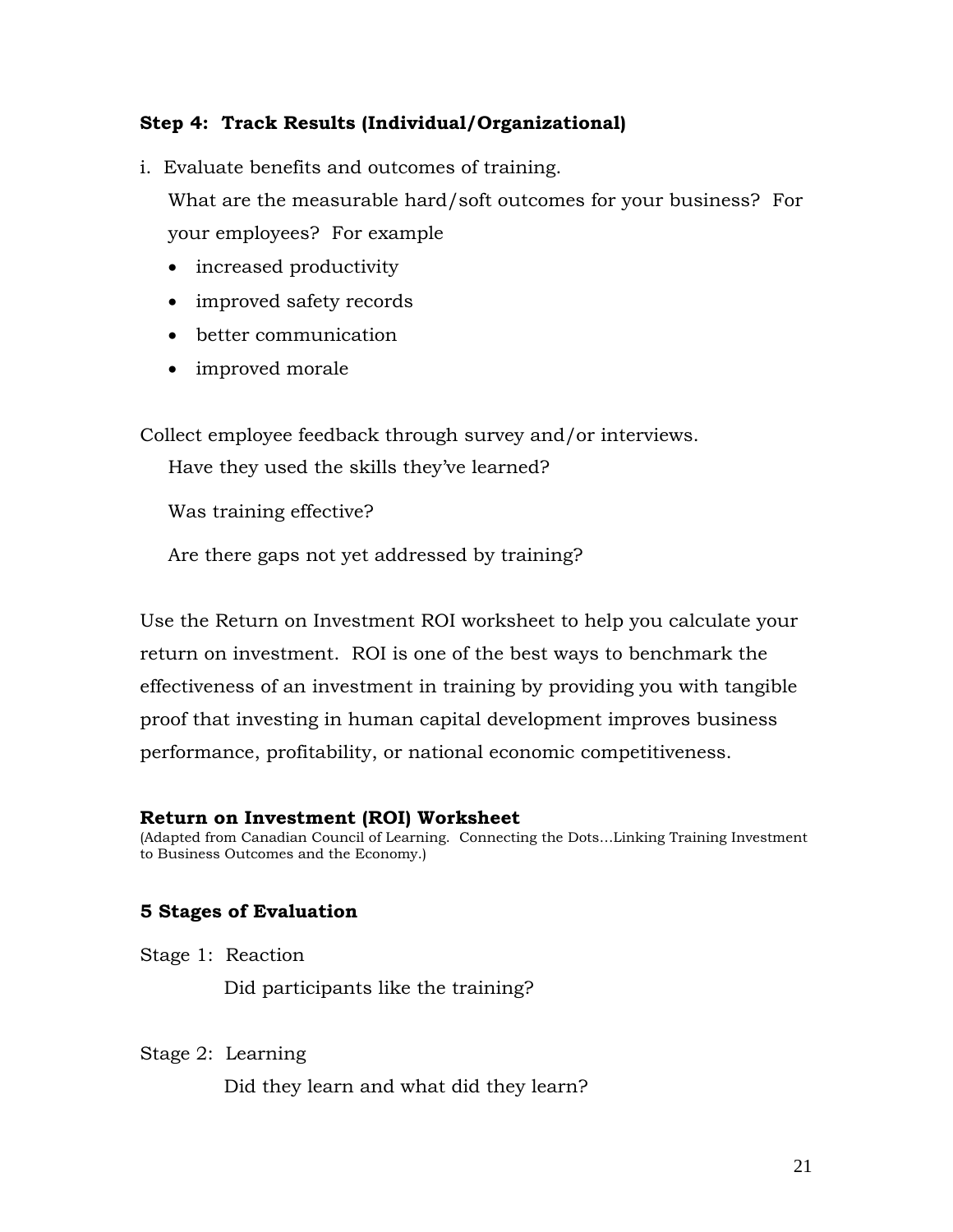### Step 4: Track Results (Individual/Organizational)

i. Evaluate benefits and outcomes of training.

What are the measurable hard/soft outcomes for your business? For your employees? For example

- increased productivity
- improved safety records
- better communication
- improved morale

Collect employee feedback through survey and/or interviews.

Have they used the skills they've learned?

Was training effective?

Are there gaps not yet addressed by training?

Use the Return on Investment ROI worksheet to help you calculate your return on investment. ROI is one of the best ways to benchmark the effectiveness of an investment in training by providing you with tangible proof that investing in human capital development improves business performance, profitability, or national economic competitiveness.

**Return on Investment (ROI) Worksheet**

(Adapted from Canadian Council of Learning. Connecting the Dots…Linking Training Investment to Business Outcomes and the Economy.)

### 5 Stages of Evaluation

Stage 1: Reaction

Did participants like the training?

Stage 2: Learning

Did they learn and what did they learn?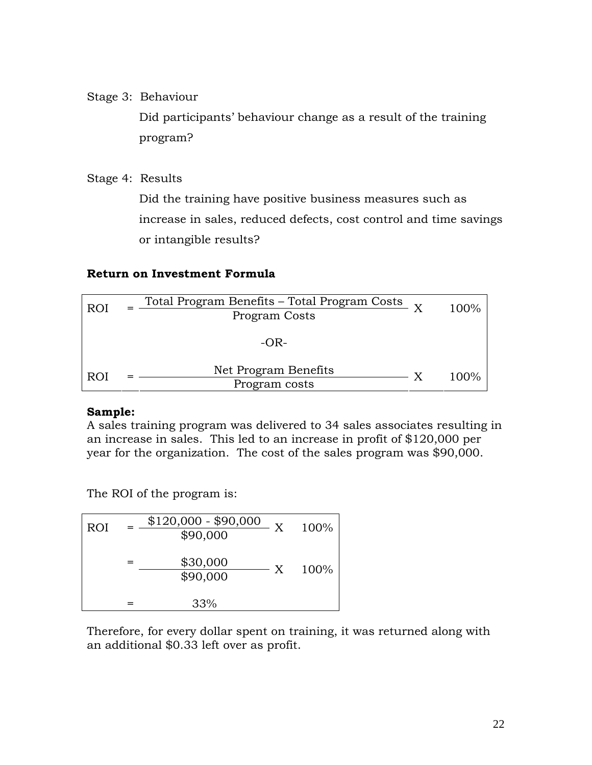Stage 3: Behaviour

Did participants' behaviour change as a result of the training program?

Stage 4: Results

Did the training have positive business measures such as increase in sales, reduced defects, cost control and time savings or intangible results?

**Return on Investment Formula**

$$ROI = \frac{\text{Total Program Benefits – Total Program Costs}}{\text{Program Costs}} \times 100\%$$

-OR-

$$ROI = \frac{\text{Net Program Benefits}}{\text{Program costs}} \times 100\%$$

**Sample:**
A sales training program was delivered to 34 sales associates resulting in an increase in sales. This led to an increase in profit of \$120,000 per year for the organization. The cost of the sales program was \$90,000.

The ROI of the program is:

$$ROI = \frac{\$120,000 - \$90,000}{\$90,000} \times 100\%$$

$$= \frac{\$30,000}{\$90,000} \times 100\%$$

$$= 33\%$$

Therefore, for every dollar spent on training, it was returned along with an additional \$0.33 left over as profit.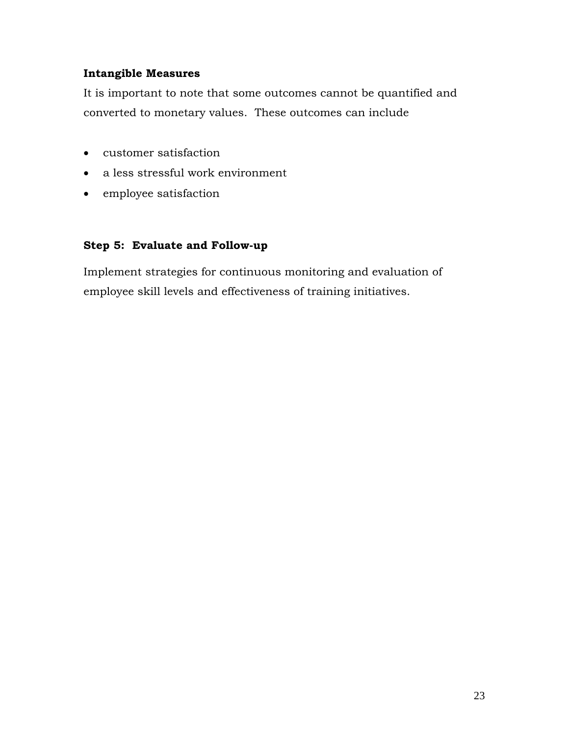**Intangible Measures**

It is important to note that some outcomes cannot be quantified and converted to monetary values. These outcomes can include

- customer satisfaction
- a less stressful work environment
- employee satisfaction

**Step 5: Evaluate and Follow-up**

Implement strategies for continuous monitoring and evaluation of employee skill levels and effectiveness of training initiatives.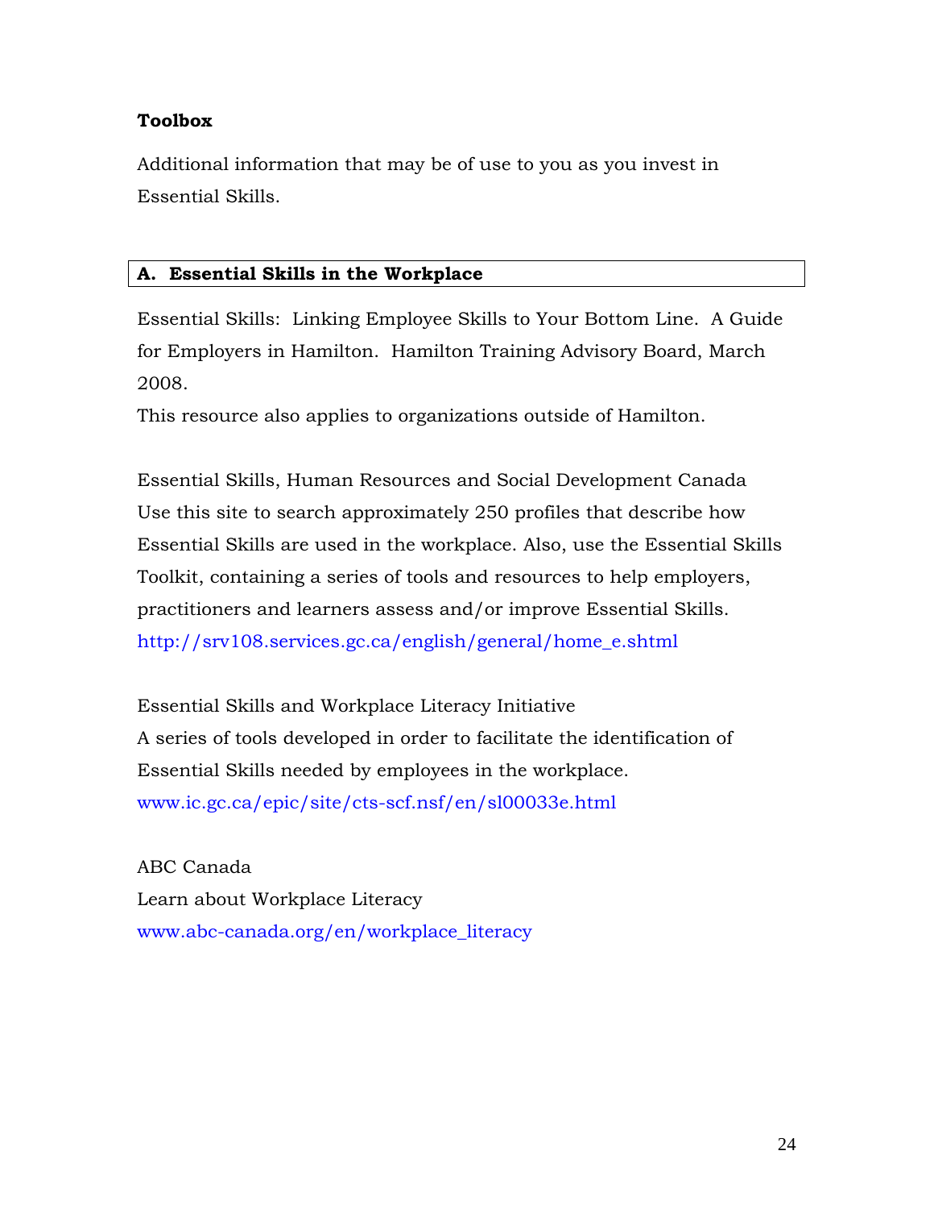**Toolbox**

Additional information that may be of use to you as you invest in Essential Skills.

## A. Essential Skills in the Workplace

Essential Skills: Linking Employee Skills to Your Bottom Line. A Guide for Employers in Hamilton. Hamilton Training Advisory Board, March 2008.
This resource also applies to organizations outside of Hamilton.

Essential Skills, Human Resources and Social Development Canada
Use this site to search approximately 250 profiles that describe how Essential Skills are used in the workplace. Also, use the Essential Skills Toolkit, containing a series of tools and resources to help employers, practitioners and learners assess and/or improve Essential Skills.
http://srv108.services.gc.ca/english/general/home_e.shtml

Essential Skills and Workplace Literacy Initiative
A series of tools developed in order to facilitate the identification of Essential Skills needed by employees in the workplace.
www.ic.gc.ca/epic/site/cts-scf.nsf/en/sl00033e.html

ABC Canada
Learn about Workplace Literacy
www.abc-canada.org/en/workplace_literacy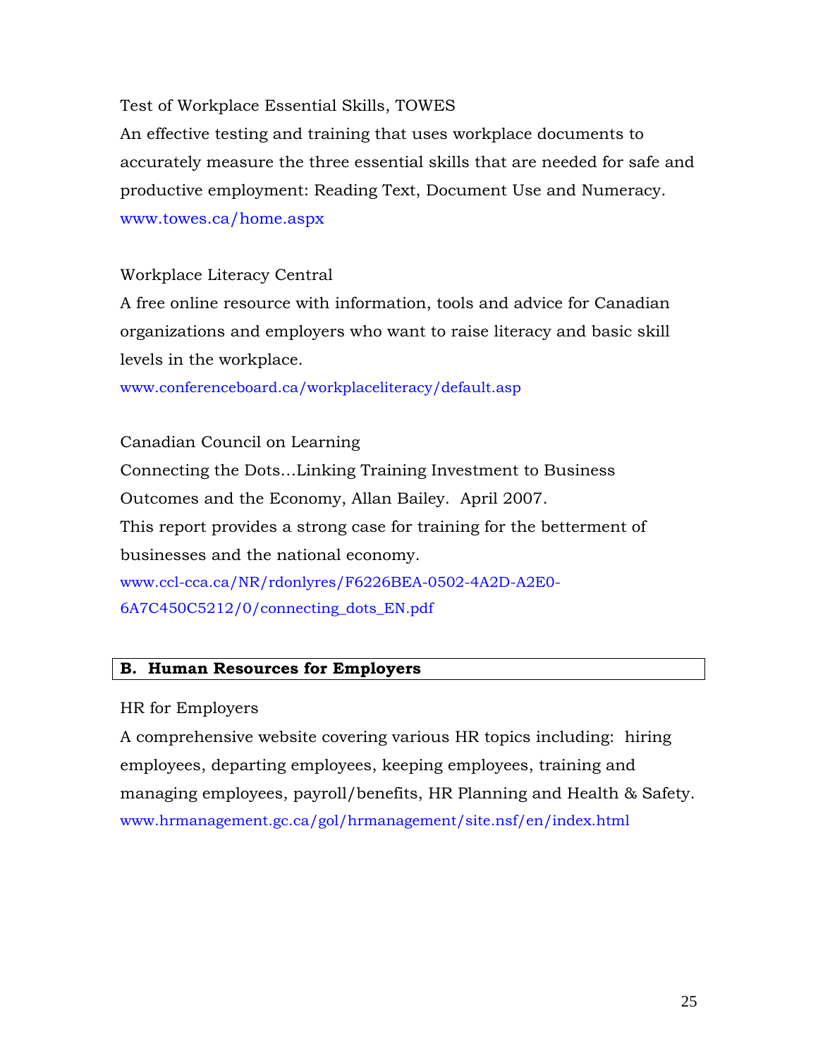Test of Workplace Essential Skills, TOWES

An effective testing and training that uses workplace documents to accurately measure the three essential skills that are needed for safe and productive employment: Reading Text, Document Use and Numeracy.

www.towes.ca/home.aspx

Workplace Literacy Central

A free online resource with information, tools and advice for Canadian organizations and employers who want to raise literacy and basic skill levels in the workplace.

www.conferenceboard.ca/workplaceliteracy/default.asp

Canadian Council on Learning

Connecting the Dots…Linking Training Investment to Business Outcomes and the Economy, Allan Bailey. April 2007.

This report provides a strong case for training for the betterment of businesses and the national economy.

www.ccl-cca.ca/NR/rdonlyres/F6226BEA-0502-4A2D-A2E0-6A7C450C5212/0/connecting_dots_EN.pdf

## B. Human Resources for Employers

HR for Employers

A comprehensive website covering various HR topics including: hiring employees, departing employees, keeping employees, training and managing employees, payroll/benefits, HR Planning and Health & Safety.

www.hrmanagement.gc.ca/gol/hrmanagement/site.nsf/en/index.html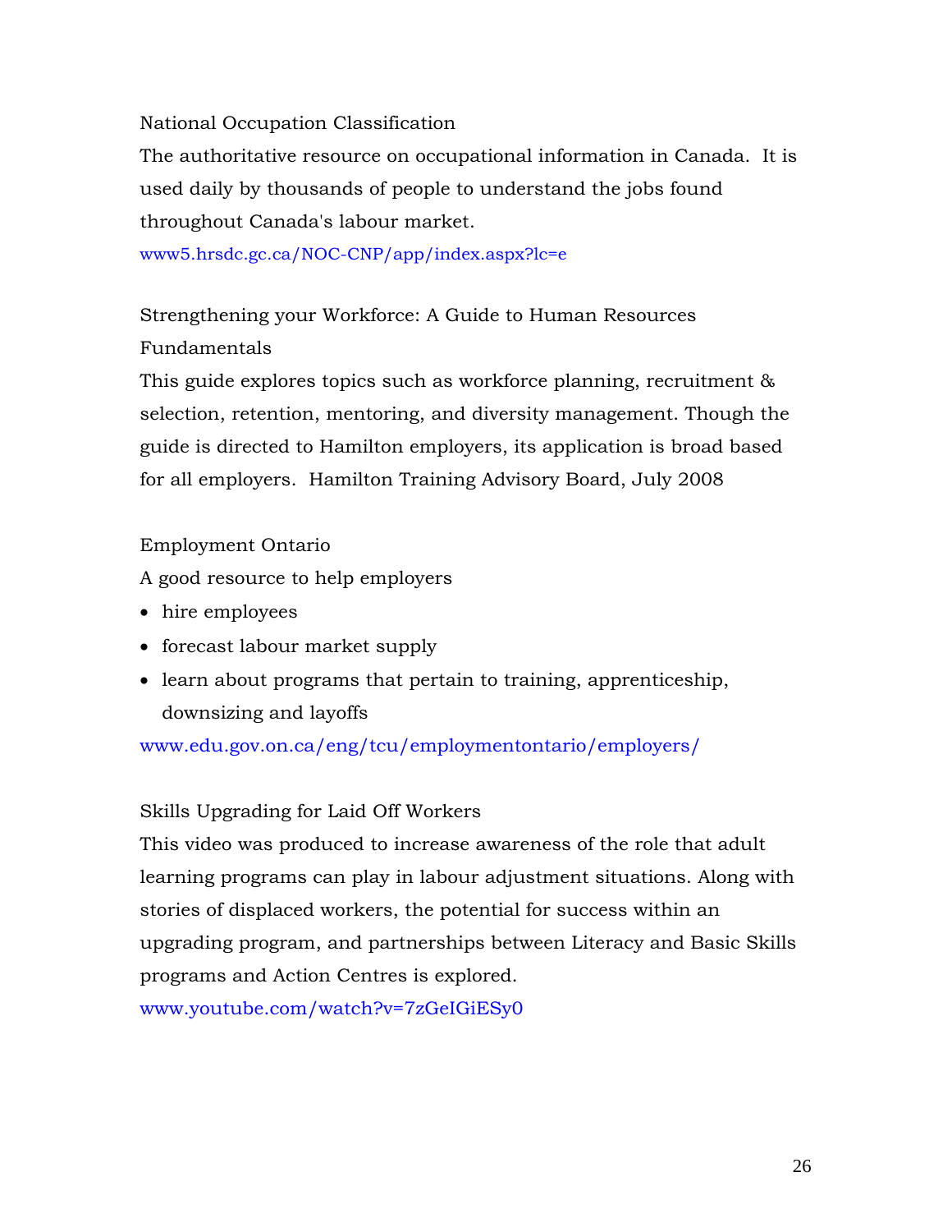National Occupation Classification

The authoritative resource on occupational information in Canada. It is used daily by thousands of people to understand the jobs found throughout Canada's labour market.

www5.hrsdc.gc.ca/NOC-CNP/app/index.aspx?lc=e

Strengthening your Workforce: A Guide to Human Resources Fundamentals

This guide explores topics such as workforce planning, recruitment & selection, retention, mentoring, and diversity management. Though the guide is directed to Hamilton employers, its application is broad based for all employers. Hamilton Training Advisory Board, July 2008

Employment Ontario

A good resource to help employers

- hire employees
- forecast labour market supply
- learn about programs that pertain to training, apprenticeship, downsizing and layoffs

www.edu.gov.on.ca/eng/tcu/employmentontario/employers/

Skills Upgrading for Laid Off Workers

This video was produced to increase awareness of the role that adult learning programs can play in labour adjustment situations. Along with stories of displaced workers, the potential for success within an upgrading program, and partnerships between Literacy and Basic Skills programs and Action Centres is explored.

www.youtube.com/watch?v=7zGeIGiESy0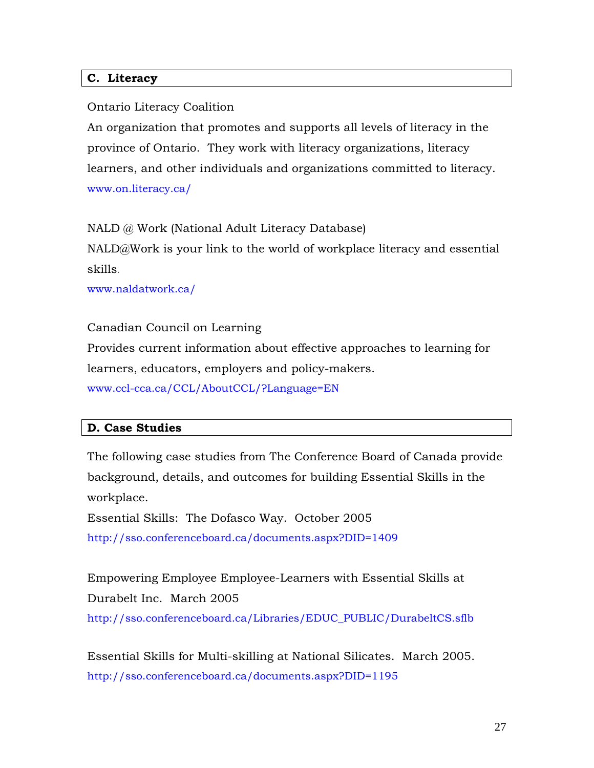## C. Literacy

Ontario Literacy Coalition
An organization that promotes and supports all levels of literacy in the province of Ontario. They work with literacy organizations, literacy learners, and other individuals and organizations committed to literacy.
www.on.literacy.ca/

NALD @ Work (National Adult Literacy Database)
NALD@Work is your link to the world of workplace literacy and essential skills.
www.naldatwork.ca/

Canadian Council on Learning
Provides current information about effective approaches to learning for learners, educators, employers and policy-makers.
www.ccl-cca.ca/CCL/AboutCCL/?Language=EN

## D. Case Studies

The following case studies from The Conference Board of Canada provide background, details, and outcomes for building Essential Skills in the workplace.
Essential Skills: The Dofasco Way. October 2005
http://sso.conferenceboard.ca/documents.aspx?DID=1409

Empowering Employee Employee-Learners with Essential Skills at Durabelt Inc. March 2005
http://sso.conferenceboard.ca/Libraries/EDUC_PUBLIC/DurabeltCS.sflb

Essential Skills for Multi-skilling at National Silicates. March 2005.
http://sso.conferenceboard.ca/documents.aspx?DID=1195